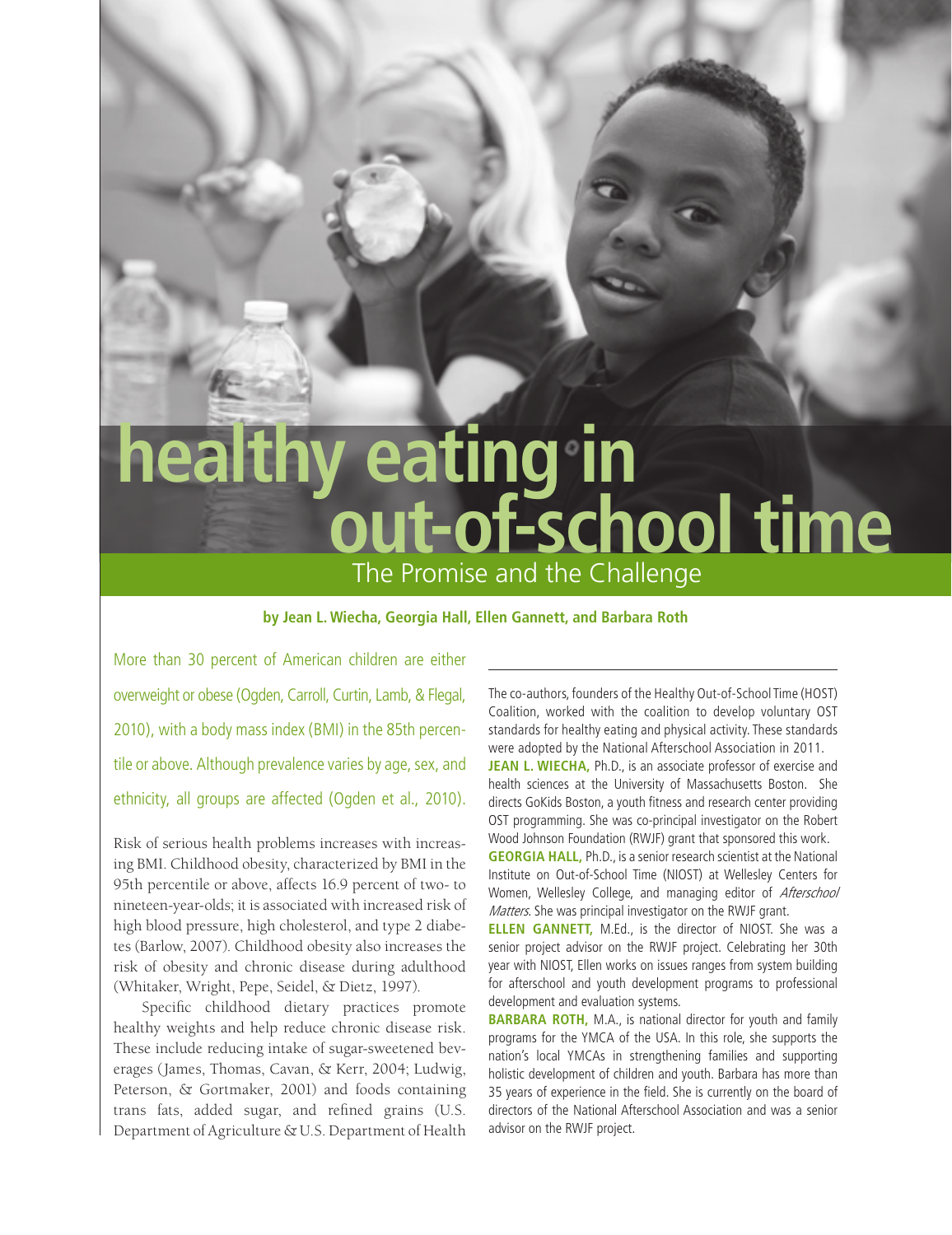# healthy eating in out-of-school time

## The Promise and the Challenge

**by Jean L. Wiecha, Georgia Hall, Ellen Gannett, and Barbara Roth**

More than 30 percent of American children are either overweight or obese (Ogden, Carroll, Curtin, Lamb, & Flegal, 2010), with a body mass index (BMI) in the 85th percentile or above. Although prevalence varies by age, sex, and ethnicity, all groups are affected (Ogden et al., 2010).

Risk of serious health problems increases with increasing BMI. Childhood obesity, characterized by BMI in the 95th percentile or above, affects 16.9 percent of two- to nineteen-year-olds; it is associated with increased risk of high blood pressure, high cholesterol, and type 2 diabetes (Barlow, 2007). Childhood obesity also increases the risk of obesity and chronic disease during adulthood (Whitaker, Wright, Pepe, Seidel, & Dietz, 1997).

Specific childhood dietary practices promote healthy weights and help reduce chronic disease risk. These include reducing intake of sugar-sweetened beverages (James, Thomas, Cavan, & Kerr, 2004; Ludwig, Peterson, & Gortmaker, 2001) and foods containing trans fats, added sugar, and refined grains (U.S. Department of Agriculture & U.S. Department of Health

---

The co-authors, founders of the Healthy Out-of-School Time (HOST) Coalition, worked with the coalition to develop voluntary OST standards for healthy eating and physical activity. These standards were adopted by the National Afterschool Association in 2011.

**JEAN L. WIECHA,** Ph.D., is an associate professor of exercise and health sciences at the University of Massachusetts Boston. She directs GoKids Boston, a youth fitness and research center providing OST programming. She was co-principal investigator on the Robert Wood Johnson Foundation (RWJF) grant that sponsored this work.

**GEORGIA HALL,** Ph.D., is a senior research scientist at the National Institute on Out-of-School Time (NIOST) at Wellesley Centers for Women, Wellesley College, and managing editor of *Afterschool Matters*. She was principal investigator on the RWJF grant.

**ELLEN GANNETT,** M.Ed., is the director of NIOST. She was a senior project advisor on the RWJF project. Celebrating her 30th year with NIOST, Ellen works on issues ranges from system building for afterschool and youth development programs to professional development and evaluation systems.

**BARBARA ROTH,** M.A., is national director for youth and family programs for the YMCA of the USA. In this role, she supports the nation's local YMCAs in strengthening families and supporting holistic development of children and youth. Barbara has more than 35 years of experience in the field. She is currently on the board of directors of the National Afterschool Association and was a senior advisor on the RWJF project.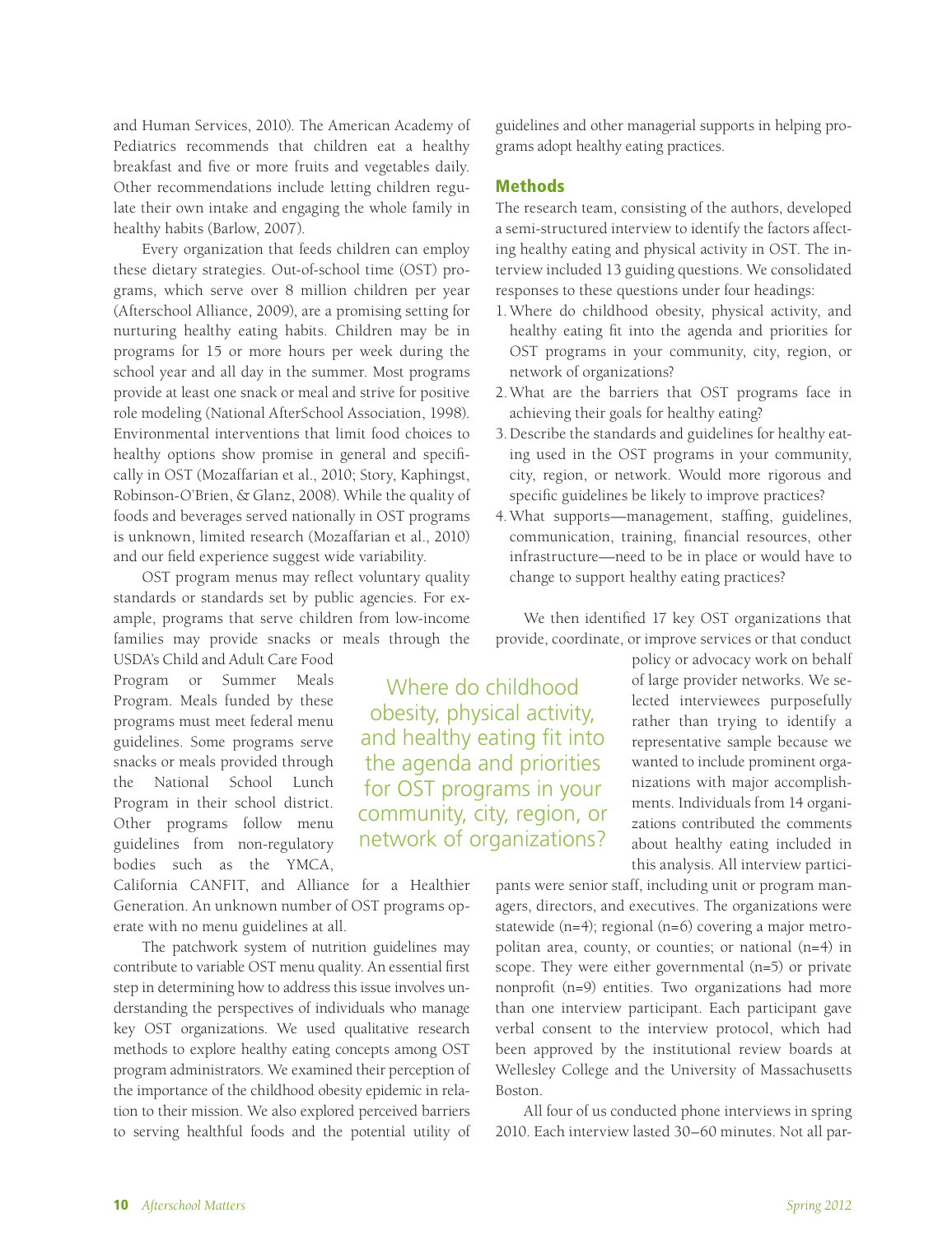and Human Services, 2010). The American Academy of Pediatrics recommends that children eat a healthy breakfast and five or more fruits and vegetables daily. Other recommendations include letting children regulate their own intake and engaging the whole family in healthy habits (Barlow, 2007).

Every organization that feeds children can employ these dietary strategies. Out-of-school time (OST) programs, which serve over 8 million children per year (Afterschool Alliance, 2009), are a promising setting for nurturing healthy eating habits. Children may be in programs for 15 or more hours per week during the school year and all day in the summer. Most programs provide at least one snack or meal and strive for positive role modeling (National AfterSchool Association, 1998). Environmental interventions that limit food choices to healthy options show promise in general and specifically in OST (Mozaffarian et al., 2010; Story, Kaphingst, Robinson-O'Brien, & Glanz, 2008). While the quality of foods and beverages served nationally in OST programs is unknown, limited research (Mozaffarian et al., 2010) and our field experience suggest wide variability.

OST program menus may reflect voluntary quality standards or standards set by public agencies. For example, programs that serve children from low-income families may provide snacks or meals through the USDA's Child and Adult Care Food Program or Summer Meals Program. Meals funded by these programs must meet federal menu guidelines. Some programs serve snacks or meals provided through the National School Lunch Program in their school district. Other programs follow menu guidelines from non-regulatory bodies such as the YMCA, California CANFIT, and Alliance for a Healthier Generation. An unknown number of OST programs operate with no menu guidelines at all.

The patchwork system of nutrition guidelines may contribute to variable OST menu quality. An essential first step in determining how to address this issue involves understanding the perspectives of individuals who manage key OST organizations. We used qualitative research methods to explore healthy eating concepts among OST program administrators. We examined their perception of the importance of the childhood obesity epidemic in relation to their mission. We also explored perceived barriers to serving healthful foods and the potential utility of guidelines and other managerial supports in helping programs adopt healthy eating practices.

## Methods

The research team, consisting of the authors, developed a semi-structured interview to identify the factors affecting healthy eating and physical activity in OST. The interview included 13 guiding questions. We consolidated responses to these questions under four headings:

1. Where do childhood obesity, physical activity, and healthy eating fit into the agenda and priorities for OST programs in your community, city, region, or network of organizations?
2. What are the barriers that OST programs face in achieving their goals for healthy eating?
3. Describe the standards and guidelines for healthy eating used in the OST programs in your community, city, region, or network. Would more rigorous and specific guidelines be likely to improve practices?
4. What supports—management, staffing, guidelines, communication, training, financial resources, other infrastructure—need to be in place or would have to change to support healthy eating practices?

We then identified 17 key OST organizations that provide, coordinate, or improve services or that conduct policy or advocacy work on behalf of large provider networks. We selected interviewees purposefully rather than trying to identify a representative sample because we wanted to include prominent organizations with major accomplishments. Individuals from 14 organizations contributed the comments about healthy eating included in this analysis. All interview participants were senior staff, including unit or program managers, directors, and executives. The organizations were statewide (n=4); regional (n=6) covering a major metropolitan area, county, or counties; or national (n=4) in scope. They were either governmental (n=5) or private nonprofit (n=9) entities. Two organizations had more than one interview participant. Each participant gave verbal consent to the interview protocol, which had been approved by the institutional review boards at Wellesley College and the University of Massachusetts Boston.

> Where do childhood obesity, physical activity, and healthy eating fit into the agenda and priorities for OST programs in your community, city, region, or network of organizations?

All four of us conducted phone interviews in spring 2010. Each interview lasted 30–60 minutes. Not all par-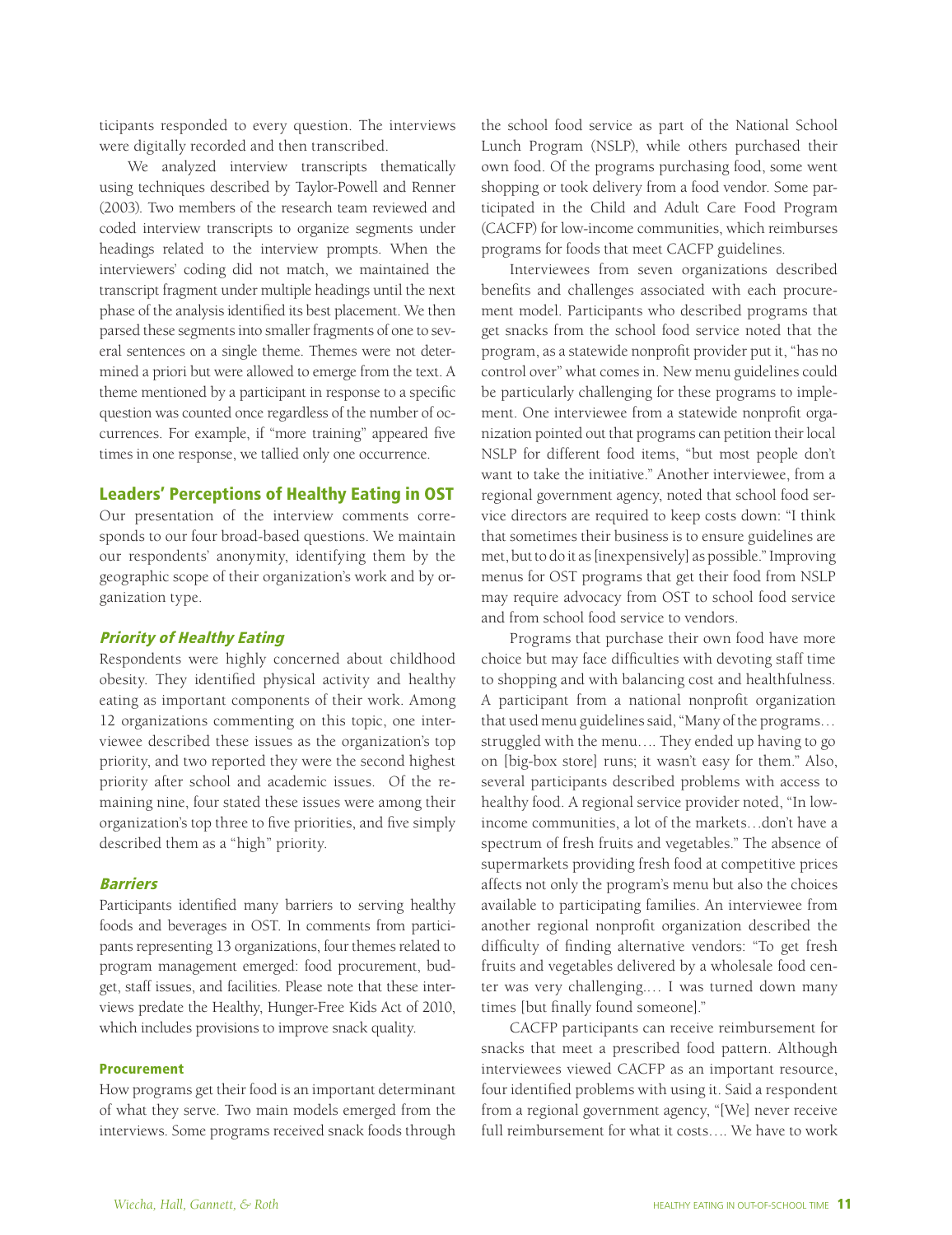ticipants responded to every question. The interviews were digitally recorded and then transcribed.

We analyzed interview transcripts thematically using techniques described by Taylor-Powell and Renner (2003). Two members of the research team reviewed and coded interview transcripts to organize segments under headings related to the interview prompts. When the interviewers' coding did not match, we maintained the transcript fragment under multiple headings until the next phase of the analysis identified its best placement. We then parsed these segments into smaller fragments of one to several sentences on a single theme. Themes were not determined a priori but were allowed to emerge from the text. A theme mentioned by a participant in response to a specific question was counted once regardless of the number of occurrences. For example, if "more training" appeared five times in one response, we tallied only one occurrence.

## Leaders' Perceptions of Healthy Eating in OST

Our presentation of the interview comments corresponds to our four broad-based questions. We maintain our respondents' anonymity, identifying them by the geographic scope of their organization's work and by organization type.

### *Priority of Healthy Eating*

Respondents were highly concerned about childhood obesity. They identified physical activity and healthy eating as important components of their work. Among 12 organizations commenting on this topic, one interviewee described these issues as the organization's top priority, and two reported they were the second highest priority after school and academic issues. Of the remaining nine, four stated these issues were among their organization's top three to five priorities, and five simply described them as a "high" priority.

### *Barriers*

Participants identified many barriers to serving healthy foods and beverages in OST. In comments from participants representing 13 organizations, four themes related to program management emerged: food procurement, budget, staff issues, and facilities. Please note that these interviews predate the Healthy, Hunger-Free Kids Act of 2010, which includes provisions to improve snack quality.

#### Procurement

How programs get their food is an important determinant of what they serve. Two main models emerged from the interviews. Some programs received snack foods through the school food service as part of the National School Lunch Program (NSLP), while others purchased their own food. Of the programs purchasing food, some went shopping or took delivery from a food vendor. Some participated in the Child and Adult Care Food Program (CACFP) for low-income communities, which reimburses programs for foods that meet CACFP guidelines.

Interviewees from seven organizations described benefits and challenges associated with each procurement model. Participants who described programs that get snacks from the school food service noted that the program, as a statewide nonprofit provider put it, "has no control over" what comes in. New menu guidelines could be particularly challenging for these programs to implement. One interviewee from a statewide nonprofit organization pointed out that programs can petition their local NSLP for different food items, "but most people don't want to take the initiative." Another interviewee, from a regional government agency, noted that school food service directors are required to keep costs down: "I think that sometimes their business is to ensure guidelines are met, but to do it as [inexpensively] as possible." Improving menus for OST programs that get their food from NSLP may require advocacy from OST to school food service and from school food service to vendors.

Programs that purchase their own food have more choice but may face difficulties with devoting staff time to shopping and with balancing cost and healthfulness. A participant from a national nonprofit organization that used menu guidelines said, "Many of the programs… struggled with the menu…. They ended up having to go on [big-box store] runs; it wasn't easy for them." Also, several participants described problems with access to healthy food. A regional service provider noted, "In low-income communities, a lot of the markets…don't have a spectrum of fresh fruits and vegetables." The absence of supermarkets providing fresh food at competitive prices affects not only the program's menu but also the choices available to participating families. An interviewee from another regional nonprofit organization described the difficulty of finding alternative vendors: "To get fresh fruits and vegetables delivered by a wholesale food center was very challenging.… I was turned down many times [but finally found someone]."

CACFP participants can receive reimbursement for snacks that meet a prescribed food pattern. Although interviewees viewed CACFP as an important resource, four identified problems with using it. Said a respondent from a regional government agency, "[We] never receive full reimbursement for what it costs…. We have to work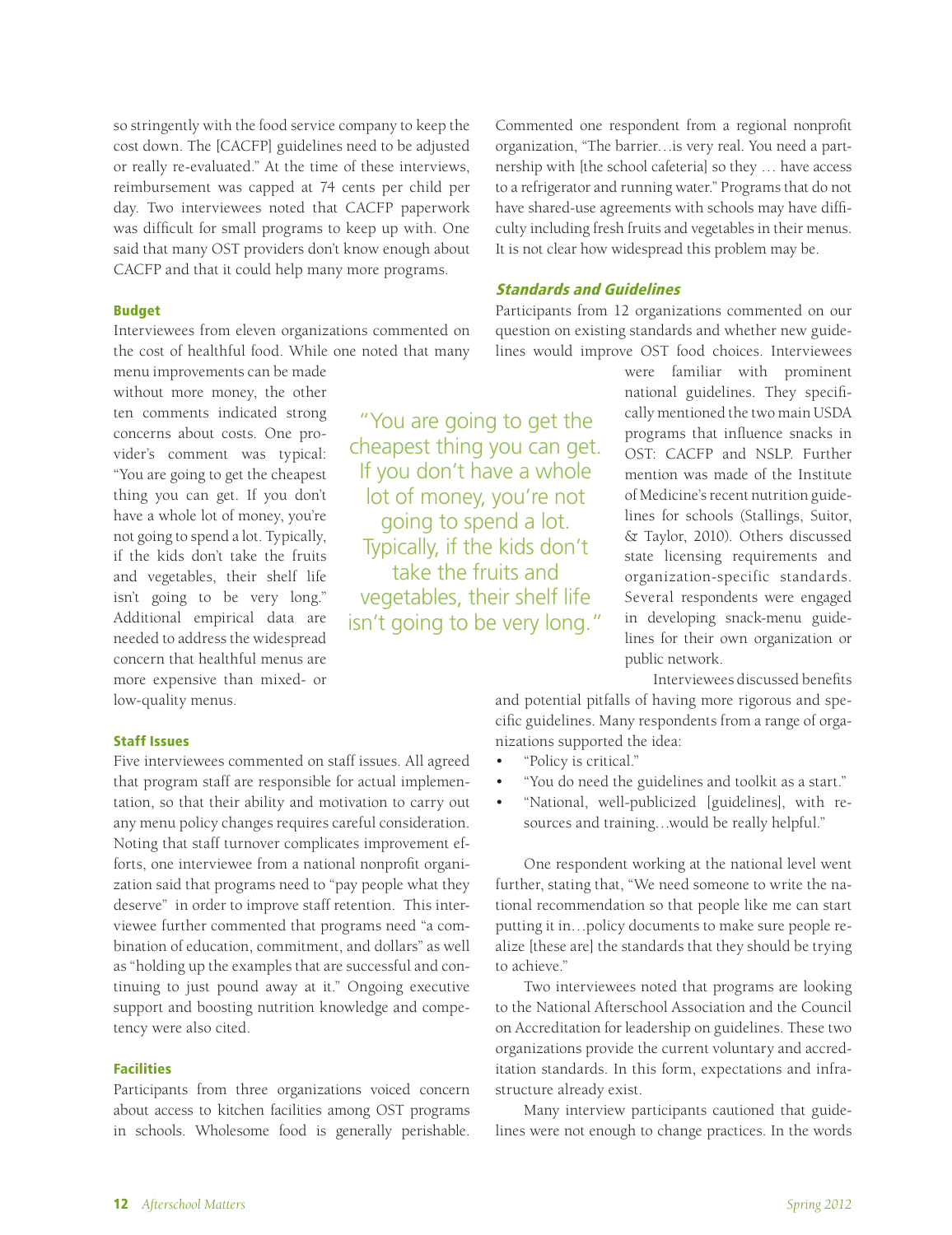so stringently with the food service company to keep the cost down. The [CACFP] guidelines need to be adjusted or really re-evaluated." At the time of these interviews, reimbursement was capped at 74 cents per child per day. Two interviewees noted that CACFP paperwork was difficult for small programs to keep up with. One said that many OST providers don't know enough about CACFP and that it could help many more programs.

### Budget

Interviewees from eleven organizations commented on the cost of healthful food. While one noted that many menu improvements can be made without more money, the other ten comments indicated strong concerns about costs. One provider's comment was typical: "You are going to get the cheapest thing you can get. If you don't have a whole lot of money, you're not going to spend a lot. Typically, if the kids don't take the fruits and vegetables, their shelf life isn't going to be very long." Additional empirical data are needed to address the widespread concern that healthful menus are more expensive than mixed- or low-quality menus.

> "You are going to get the cheapest thing you can get. If you don't have a whole lot of money, you're not going to spend a lot. Typically, if the kids don't take the fruits and vegetables, their shelf life isn't going to be very long."

### Staff Issues

Five interviewees commented on staff issues. All agreed that program staff are responsible for actual implementation, so that their ability and motivation to carry out any menu policy changes requires careful consideration. Noting that staff turnover complicates improvement efforts, one interviewee from a national nonprofit organization said that programs need to "pay people what they deserve" in order to improve staff retention. This interviewee further commented that programs need "a combination of education, commitment, and dollars" as well as "holding up the examples that are successful and continuing to just pound away at it." Ongoing executive support and boosting nutrition knowledge and competency were also cited.

### Facilities

Participants from three organizations voiced concern about access to kitchen facilities among OST programs in schools. Wholesome food is generally perishable. Commented one respondent from a regional nonprofit organization, "The barrier…is very real. You need a partnership with [the school cafeteria] so they … have access to a refrigerator and running water." Programs that do not have shared-use agreements with schools may have difficulty including fresh fruits and vegetables in their menus. It is not clear how widespread this problem may be.

### *Standards and Guidelines*

Participants from 12 organizations commented on our question on existing standards and whether new guidelines would improve OST food choices. Interviewees were familiar with prominent national guidelines. They specifically mentioned the two main USDA programs that influence snacks in OST: CACFP and NSLP. Further mention was made of the Institute of Medicine's recent nutrition guidelines for schools (Stallings, Suitor, & Taylor, 2010). Others discussed state licensing requirements and organization-specific standards. Several respondents were engaged in developing snack-menu guidelines for their own organization or public network.

Interviewees discussed benefits and potential pitfalls of having more rigorous and specific guidelines. Many respondents from a range of organizations supported the idea:

- "Policy is critical."
- "You do need the guidelines and toolkit as a start."
- "National, well-publicized [guidelines], with resources and training…would be really helpful."

One respondent working at the national level went further, stating that, "We need someone to write the national recommendation so that people like me can start putting it in…policy documents to make sure people realize [these are] the standards that they should be trying to achieve."

Two interviewees noted that programs are looking to the National Afterschool Association and the Council on Accreditation for leadership on guidelines. These two organizations provide the current voluntary and accreditation standards. In this form, expectations and infrastructure already exist.

Many interview participants cautioned that guidelines were not enough to change practices. In the words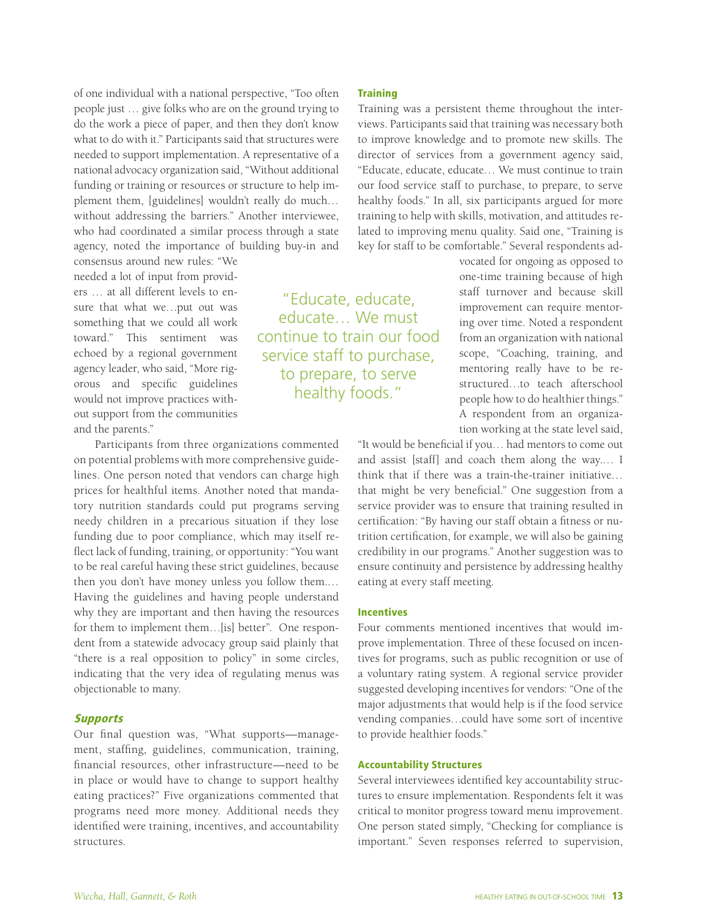of one individual with a national perspective, "Too often people just … give folks who are on the ground trying to do the work a piece of paper, and then they don't know what to do with it." Participants said that structures were needed to support implementation. A representative of a national advocacy organization said, "Without additional funding or training or resources or structure to help implement them, [guidelines] wouldn't really do much… without addressing the barriers." Another interviewee, who had coordinated a similar process through a state agency, noted the importance of building buy-in and consensus around new rules: "We needed a lot of input from providers … at all different levels to ensure that what we…put out was something that we could all work toward." This sentiment was echoed by a regional government agency leader, who said, "More rigorous and specific guidelines would not improve practices without support from the communities and the parents."

Participants from three organizations commented on potential problems with more comprehensive guidelines. One person noted that vendors can charge high prices for healthful items. Another noted that mandatory nutrition standards could put programs serving needy children in a precarious situation if they lose funding due to poor compliance, which may itself reflect lack of funding, training, or opportunity: "You want to be real careful having these strict guidelines, because then you don't have money unless you follow them.… Having the guidelines and having people understand why they are important and then having the resources for them to implement them…[is] better". One respondent from a statewide advocacy group said plainly that "there is a real opposition to policy" in some circles, indicating that the very idea of regulating menus was objectionable to many.

## *Supports*

Our final question was, "What supports—management, staffing, guidelines, communication, training, financial resources, other infrastructure—need to be in place or would have to change to support healthy eating practices?" Five organizations commented that programs need more money. Additional needs they identified were training, incentives, and accountability structures.

### Training

Training was a persistent theme throughout the interviews. Participants said that training was necessary both to improve knowledge and to promote new skills. The director of services from a government agency said, "Educate, educate, educate… We must continue to train our food service staff to purchase, to prepare, to serve healthy foods." In all, six participants argued for more training to help with skills, motivation, and attitudes related to improving menu quality. Said one, "Training is key for staff to be comfortable." Several respondents advocated for ongoing as opposed to one-time training because of high staff turnover and because skill improvement can require mentoring over time. Noted a respondent from an organization with national scope, "Coaching, training, and mentoring really have to be restructured…to teach afterschool people how to do healthier things." A respondent from an organization working at the state level said, "It would be beneficial if you… had mentors to come out and assist [staff] and coach them along the way.… I think that if there was a train-the-trainer initiative… that might be very beneficial." One suggestion from a service provider was to ensure that training resulted in certification: "By having our staff obtain a fitness or nutrition certification, for example, we will also be gaining credibility in our programs." Another suggestion was to ensure continuity and persistence by addressing healthy eating at every staff meeting.

> "Educate, educate, educate… We must continue to train our food service staff to purchase, to prepare, to serve healthy foods."

### Incentives

Four comments mentioned incentives that would improve implementation. Three of these focused on incentives for programs, such as public recognition or use of a voluntary rating system. A regional service provider suggested developing incentives for vendors: "One of the major adjustments that would help is if the food service vending companies…could have some sort of incentive to provide healthier foods."

### Accountability Structures

Several interviewees identified key accountability structures to ensure implementation. Respondents felt it was critical to monitor progress toward menu improvement. One person stated simply, "Checking for compliance is important." Seven responses referred to supervision,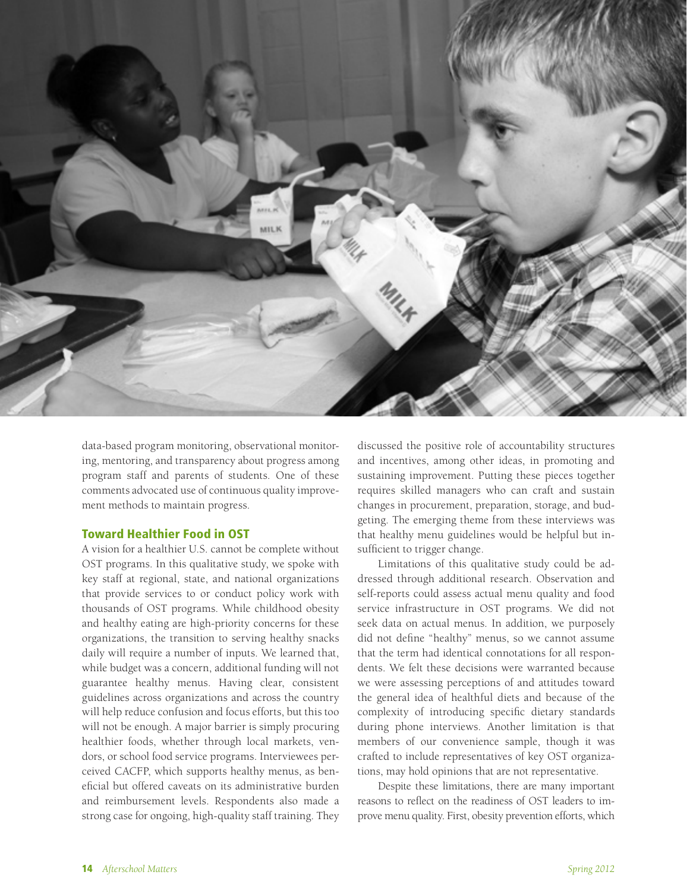data-based program monitoring, observational monitoring, mentoring, and transparency about progress among program staff and parents of students. One of these comments advocated use of continuous quality improvement methods to maintain progress.

## Toward Healthier Food in OST

A vision for a healthier U.S. cannot be complete without OST programs. In this qualitative study, we spoke with key staff at regional, state, and national organizations that provide services to or conduct policy work with thousands of OST programs. While childhood obesity and healthy eating are high-priority concerns for these organizations, the transition to serving healthy snacks daily will require a number of inputs. We learned that, while budget was a concern, additional funding will not guarantee healthy menus. Having clear, consistent guidelines across organizations and across the country will help reduce confusion and focus efforts, but this too will not be enough. A major barrier is simply procuring healthier foods, whether through local markets, vendors, or school food service programs. Interviewees perceived CACFP, which supports healthy menus, as beneficial but offered caveats on its administrative burden and reimbursement levels. Respondents also made a strong case for ongoing, high-quality staff training. They discussed the positive role of accountability structures and incentives, among other ideas, in promoting and sustaining improvement. Putting these pieces together requires skilled managers who can craft and sustain changes in procurement, preparation, storage, and budgeting. The emerging theme from these interviews was that healthy menu guidelines would be helpful but insufficient to trigger change.

Limitations of this qualitative study could be addressed through additional research. Observation and self-reports could assess actual menu quality and food service infrastructure in OST programs. We did not seek data on actual menus. In addition, we purposely did not define "healthy" menus, so we cannot assume that the term had identical connotations for all respondents. We felt these decisions were warranted because we were assessing perceptions of and attitudes toward the general idea of healthful diets and because of the complexity of introducing specific dietary standards during phone interviews. Another limitation is that members of our convenience sample, though it was crafted to include representatives of key OST organizations, may hold opinions that are not representative.

Despite these limitations, there are many important reasons to reflect on the readiness of OST leaders to improve menu quality. First, obesity prevention efforts, which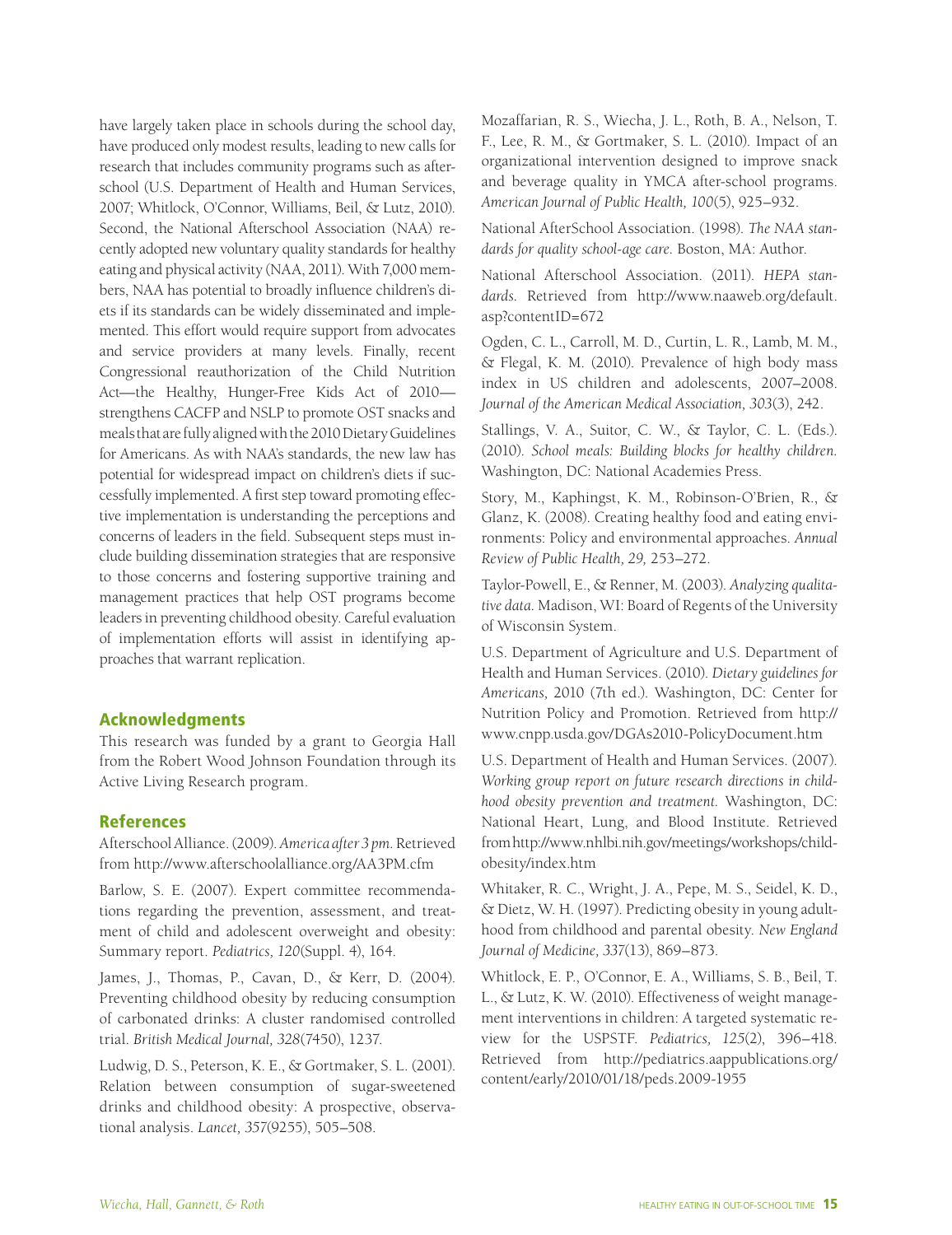have largely taken place in schools during the school day, have produced only modest results, leading to new calls for research that includes community programs such as afterschool (U.S. Department of Health and Human Services, 2007; Whitlock, O'Connor, Williams, Beil, & Lutz, 2010). Second, the National Afterschool Association (NAA) recently adopted new voluntary quality standards for healthy eating and physical activity (NAA, 2011). With 7,000 members, NAA has potential to broadly influence children's diets if its standards can be widely disseminated and implemented. This effort would require support from advocates and service providers at many levels. Finally, recent Congressional reauthorization of the Child Nutrition Act—the Healthy, Hunger-Free Kids Act of 2010—strengthens CACFP and NSLP to promote OST snacks and meals that are fully aligned with the 2010 Dietary Guidelines for Americans. As with NAA's standards, the new law has potential for widespread impact on children's diets if successfully implemented. A first step toward promoting effective implementation is understanding the perceptions and concerns of leaders in the field. Subsequent steps must include building dissemination strategies that are responsive to those concerns and fostering supportive training and management practices that help OST programs become leaders in preventing childhood obesity. Careful evaluation of implementation efforts will assist in identifying approaches that warrant replication.

## Acknowledgments

This research was funded by a grant to Georgia Hall from the Robert Wood Johnson Foundation through its Active Living Research program.

## References

Afterschool Alliance. (2009). *America after 3 pm.* Retrieved from http://www.afterschoolalliance.org/AA3PM.cfm

Barlow, S. E. (2007). Expert committee recommendations regarding the prevention, assessment, and treatment of child and adolescent overweight and obesity: Summary report. *Pediatrics, 120*(Suppl. 4), 164.

James, J., Thomas, P., Cavan, D., & Kerr, D. (2004). Preventing childhood obesity by reducing consumption of carbonated drinks: A cluster randomised controlled trial. *British Medical Journal, 328*(7450), 1237.

Ludwig, D. S., Peterson, K. E., & Gortmaker, S. L. (2001). Relation between consumption of sugar-sweetened drinks and childhood obesity: A prospective, observational analysis. *Lancet, 357*(9255), 505–508.

Mozaffarian, R. S., Wiecha, J. L., Roth, B. A., Nelson, T. F., Lee, R. M., & Gortmaker, S. L. (2010). Impact of an organizational intervention designed to improve snack and beverage quality in YMCA after-school programs. *American Journal of Public Health, 100*(5), 925–932.

National AfterSchool Association. (1998). *The NAA standards for quality school-age care.* Boston, MA: Author.

National Afterschool Association. (2011). *HEPA standards.* Retrieved from http://www.naaweb.org/default.asp?contentID=672

Ogden, C. L., Carroll, M. D., Curtin, L. R., Lamb, M. M., & Flegal, K. M. (2010). Prevalence of high body mass index in US children and adolescents, 2007–2008. *Journal of the American Medical Association, 303*(3), 242.

Stallings, V. A., Suitor, C. W., & Taylor, C. L. (Eds.). (2010). *School meals: Building blocks for healthy children.* Washington, DC: National Academies Press.

Story, M., Kaphingst, K. M., Robinson-O'Brien, R., & Glanz, K. (2008). Creating healthy food and eating environments: Policy and environmental approaches. *Annual Review of Public Health, 29,* 253–272.

Taylor-Powell, E., & Renner, M. (2003). *Analyzing qualitative data.* Madison, WI: Board of Regents of the University of Wisconsin System.

U.S. Department of Agriculture and U.S. Department of Health and Human Services. (2010). *Dietary guidelines for Americans,* 2010 (7th ed.). Washington, DC: Center for Nutrition Policy and Promotion. Retrieved from http://www.cnpp.usda.gov/DGAs2010-PolicyDocument.htm

U.S. Department of Health and Human Services. (2007). *Working group report on future research directions in childhood obesity prevention and treatment.* Washington, DC: National Heart, Lung, and Blood Institute. Retrieved from http://www.nhlbi.nih.gov/meetings/workshops/child-obesity/index.htm

Whitaker, R. C., Wright, J. A., Pepe, M. S., Seidel, K. D., & Dietz, W. H. (1997). Predicting obesity in young adulthood from childhood and parental obesity. *New England Journal of Medicine, 337*(13), 869–873.

Whitlock, E. P., O'Connor, E. A., Williams, S. B., Beil, T. L., & Lutz, K. W. (2010). Effectiveness of weight management interventions in children: A targeted systematic review for the USPSTF. *Pediatrics, 125*(2), 396–418. Retrieved from http://pediatrics.aappublications.org/content/early/2010/01/18/peds.2009-1955